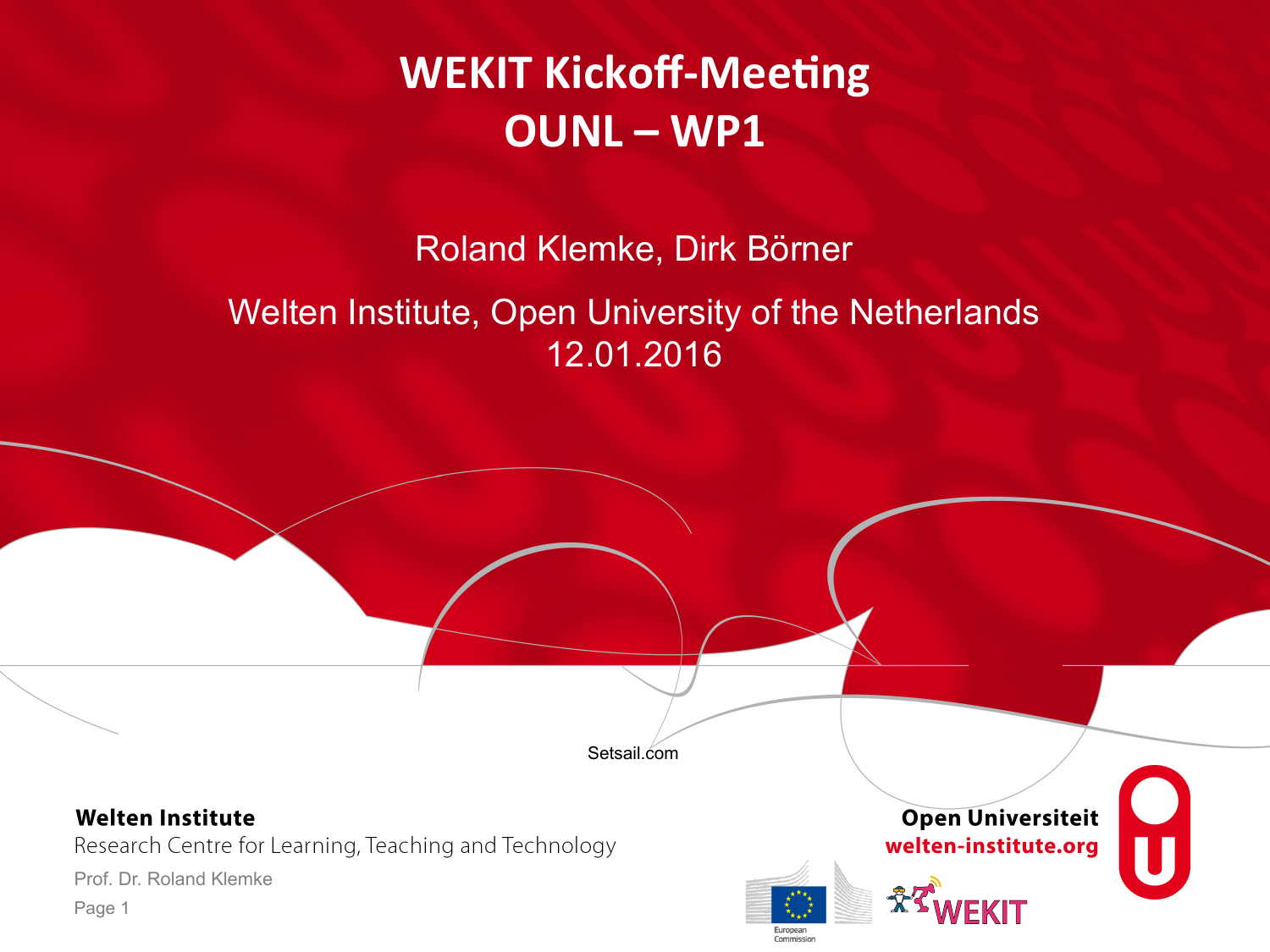# WEKIT Kickoff-Meeting
# OUNL – WP1

Roland Klemke, Dirk Börner

Welten Institute, Open University of the Netherlands
12.01.2016

Setsail.com

**Welten Institute**
Research Centre for Learning, Teaching and Technology

Prof. Dr. Roland Klemke

**Open Universiteit**
**welten-institute.org**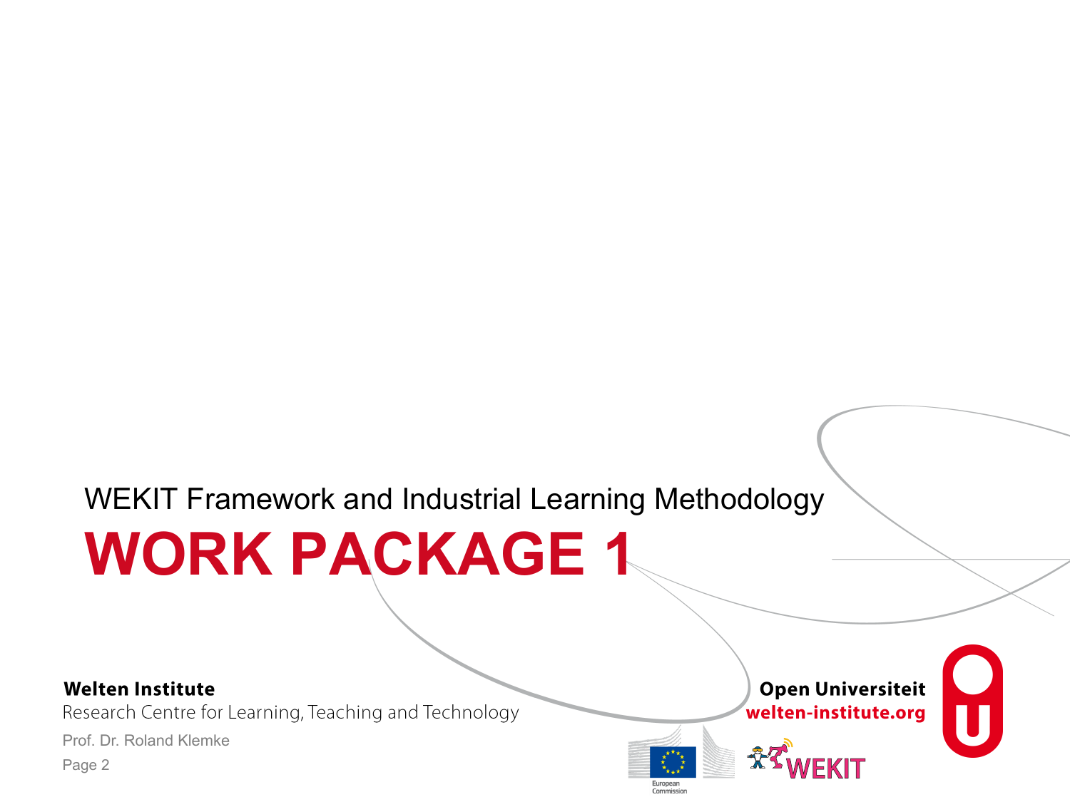WEKIT Framework and Industrial Learning Methodology

# WORK PACKAGE 1

**Welten Institute**

Research Centre for Learning, Teaching and Technology

Prof. Dr. Roland Klemke

**Open Universiteit**

**welten-institute.org**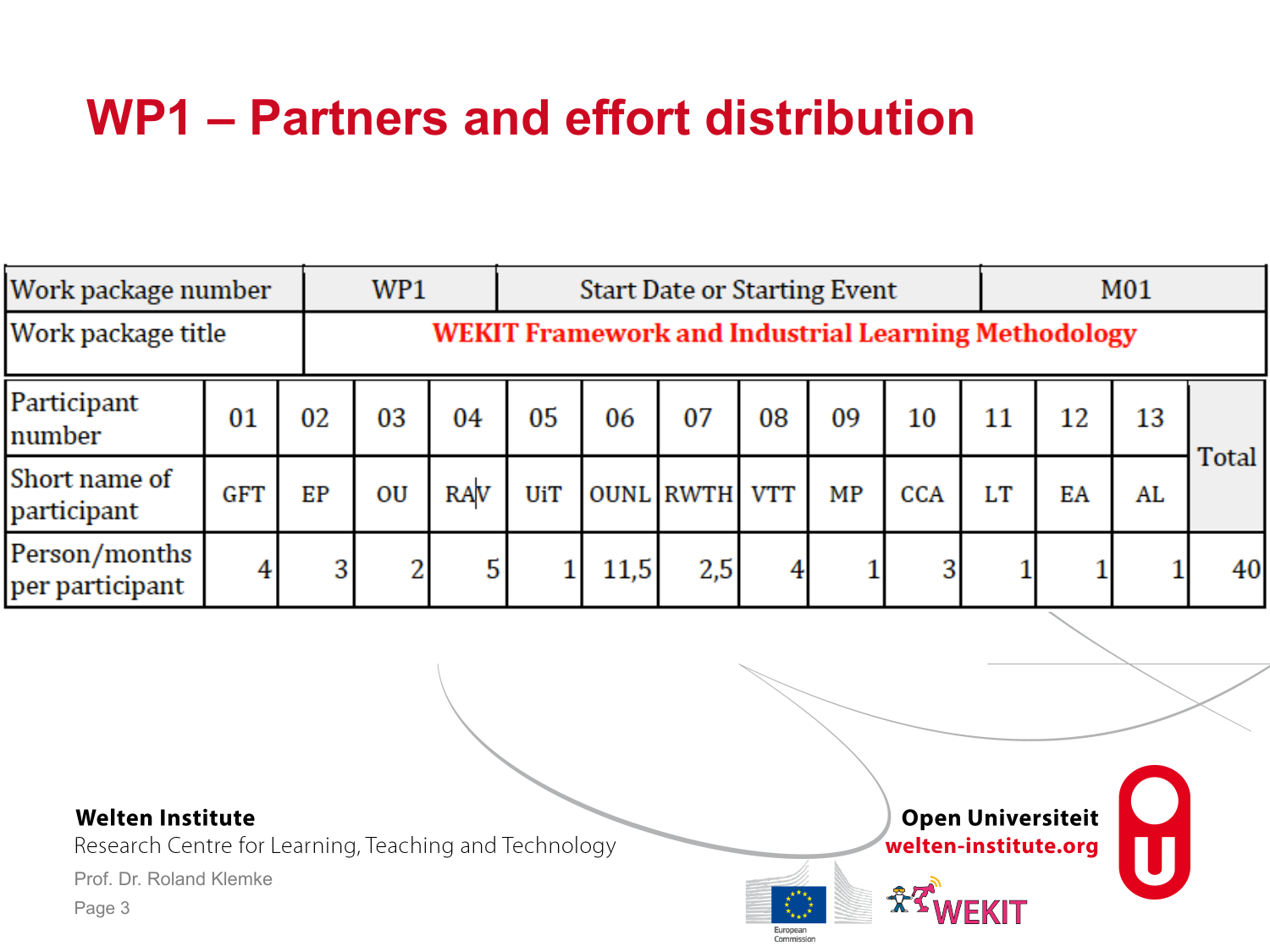# WP1 – Partners and effort distribution

| Work package number | WP1 | Start Date or Starting Event | M01 |
|---|---|---|---|
| Work package title | WEKIT Framework and Industrial Learning Methodology | | |

| Participant number | 01 | 02 | 03 | 04 | 05 | 06 | 07 | 08 | 09 | 10 | 11 | 12 | 13 | Total |
|---|---|---|---|---|---|---|---|---|---|---|---|---|---|---|
| Short name of participant | GFT | EP | OU | RAV | UiT | OUNL | RWTH | VTT | MP | CCA | LT | EA | AL | |
| Person/months per participant | 4 | 3 | 2 | 5 | 1 | 11,5 | 2,5 | 4 | 1 | 3 | 1 | 1 | 1 | 40 |

**Welten Institute**
Research Centre for Learning, Teaching and Technology

Prof. Dr. Roland Klemke

**Open Universiteit**
welten-institute.org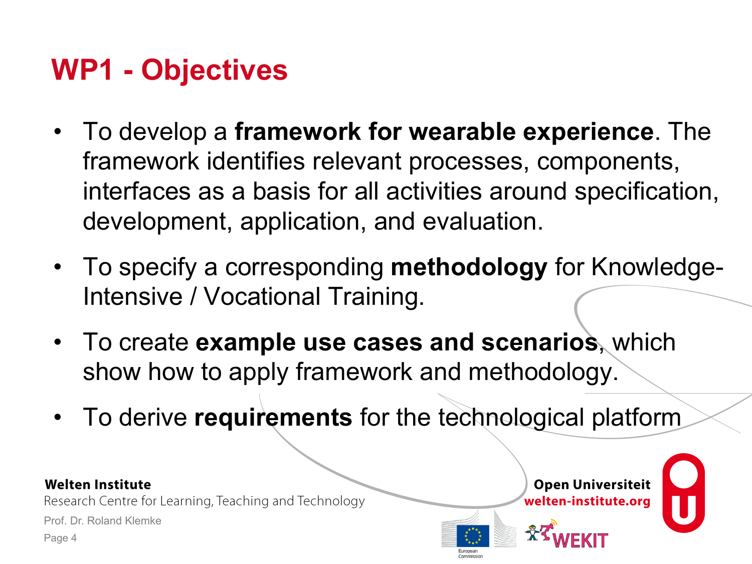# WP1 - Objectives

- To develop a **framework for wearable experience**. The framework identifies relevant processes, components, interfaces as a basis for all activities around specification, development, application, and evaluation.
- To specify a corresponding **methodology** for Knowledge-Intensive / Vocational Training.
- To create **example use cases and scenarios**, which show how to apply framework and methodology.
- To derive **requirements** for the technological platform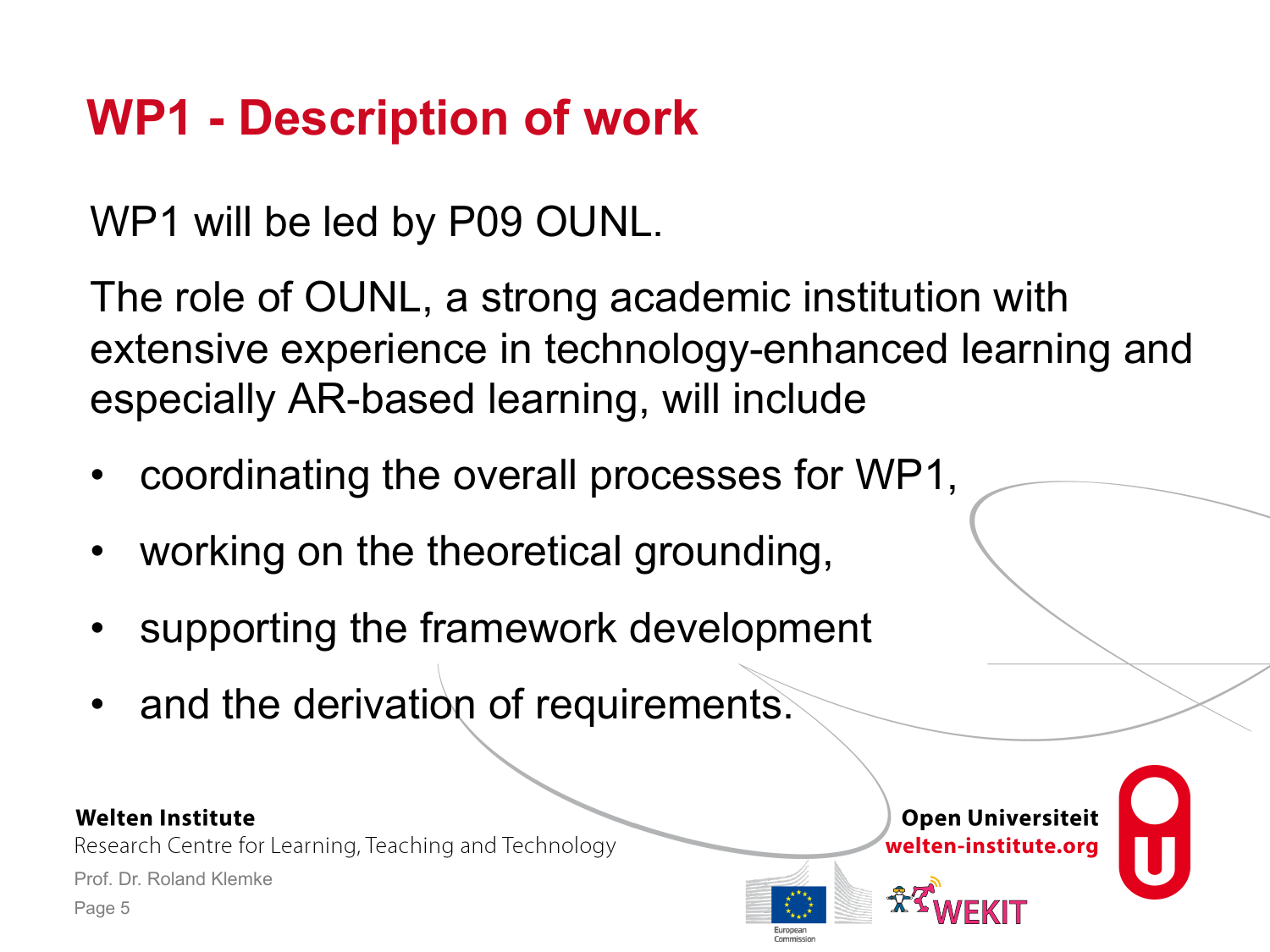# WP1 - Description of work

WP1 will be led by P09 OUNL.

The role of OUNL, a strong academic institution with extensive experience in technology-enhanced learning and especially AR-based learning, will include

- coordinating the overall processes for WP1,
- working on the theoretical grounding,
- supporting the framework development
- and the derivation of requirements.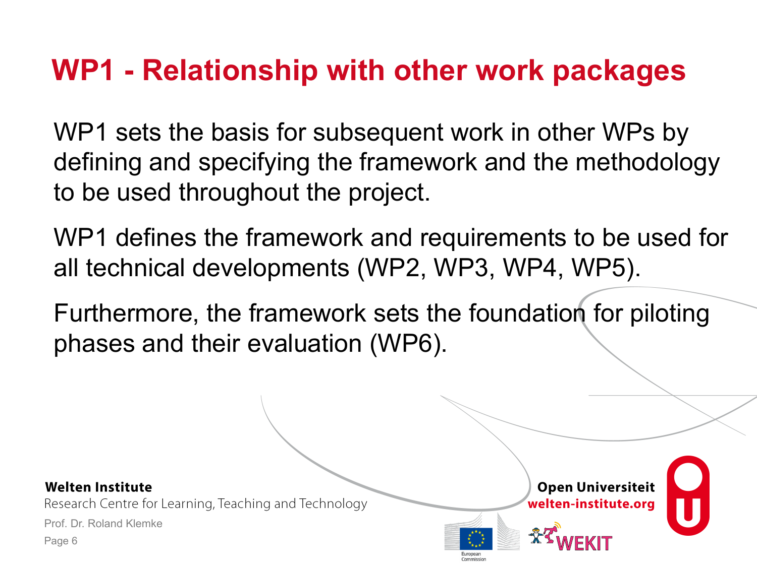# WP1 - Relationship with other work packages

WP1 sets the basis for subsequent work in other WPs by defining and specifying the framework and the methodology to be used throughout the project.

WP1 defines the framework and requirements to be used for all technical developments (WP2, WP3, WP4, WP5).

Furthermore, the framework sets the foundation for piloting phases and their evaluation (WP6).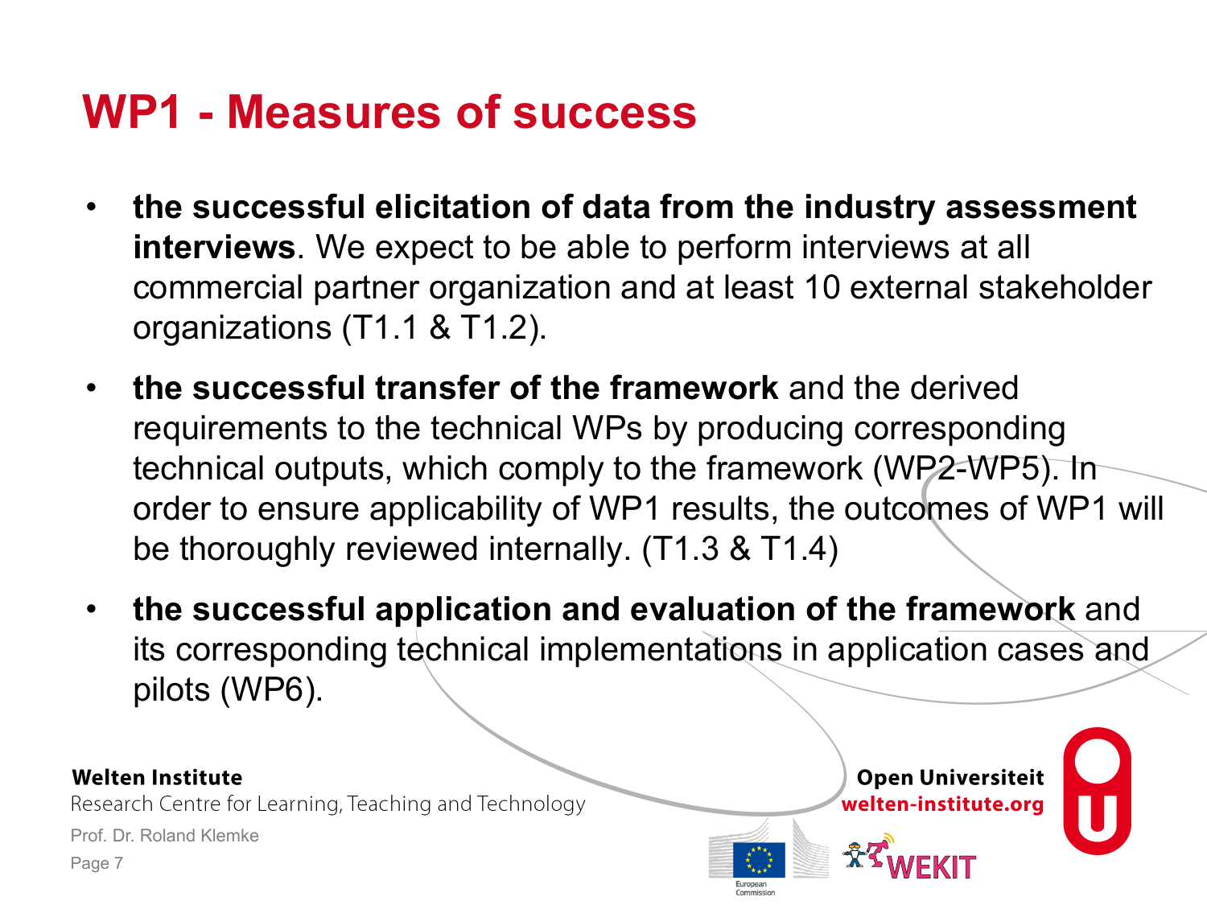# WP1 - Measures of success

- **the successful elicitation of data from the industry assessment interviews**. We expect to be able to perform interviews at all commercial partner organization and at least 10 external stakeholder organizations (T1.1 & T1.2).
- **the successful transfer of the framework** and the derived requirements to the technical WPs by producing corresponding technical outputs, which comply to the framework (WP2-WP5). In order to ensure applicability of WP1 results, the outcomes of WP1 will be thoroughly reviewed internally. (T1.3 & T1.4)
- **the successful application and evaluation of the framework** and its corresponding technical implementations in application cases and pilots (WP6).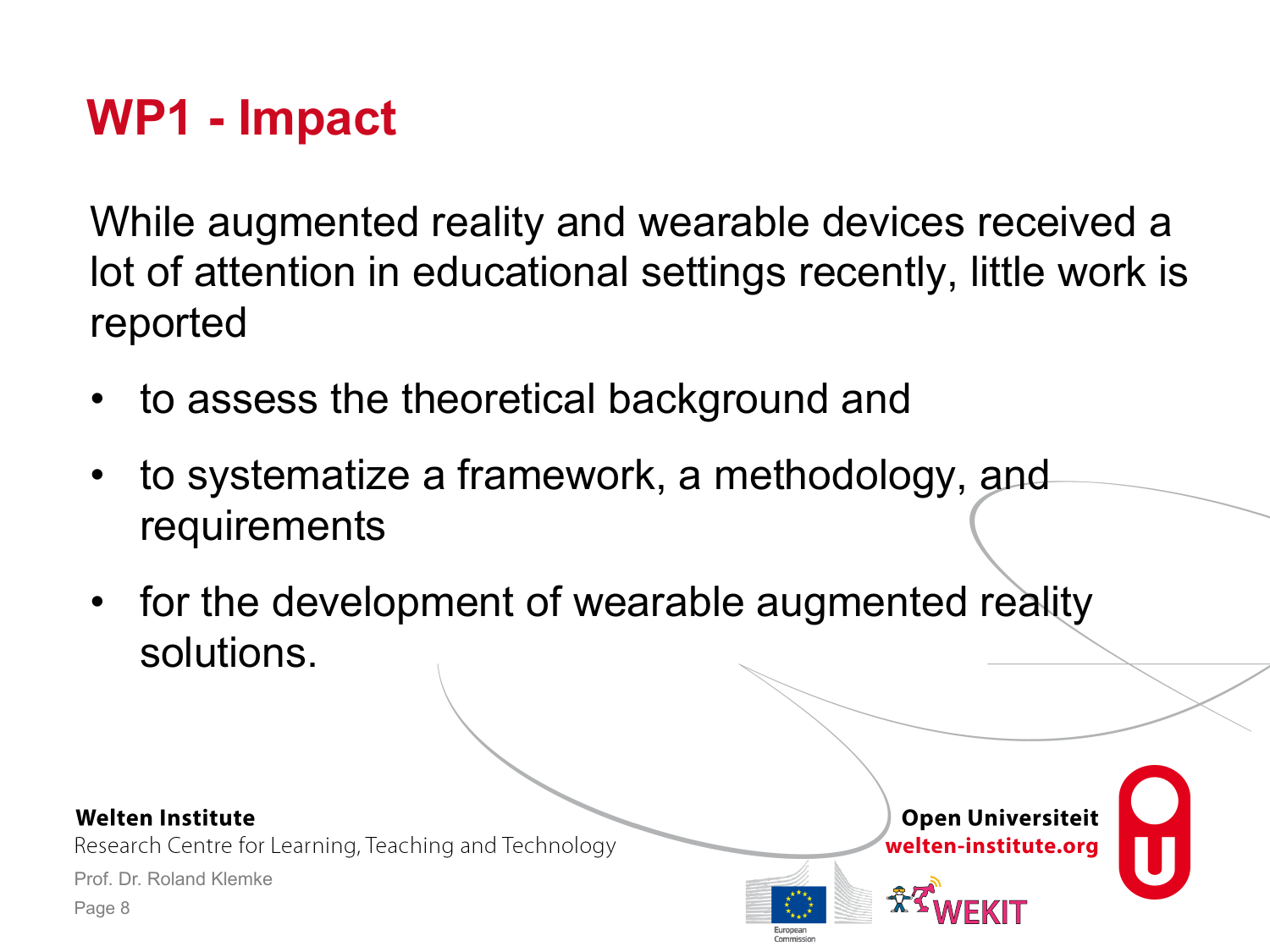# WP1 - Impact

While augmented reality and wearable devices received a lot of attention in educational settings recently, little work is reported

- to assess the theoretical background and
- to systematize a framework, a methodology, and requirements
- for the development of wearable augmented reality solutions.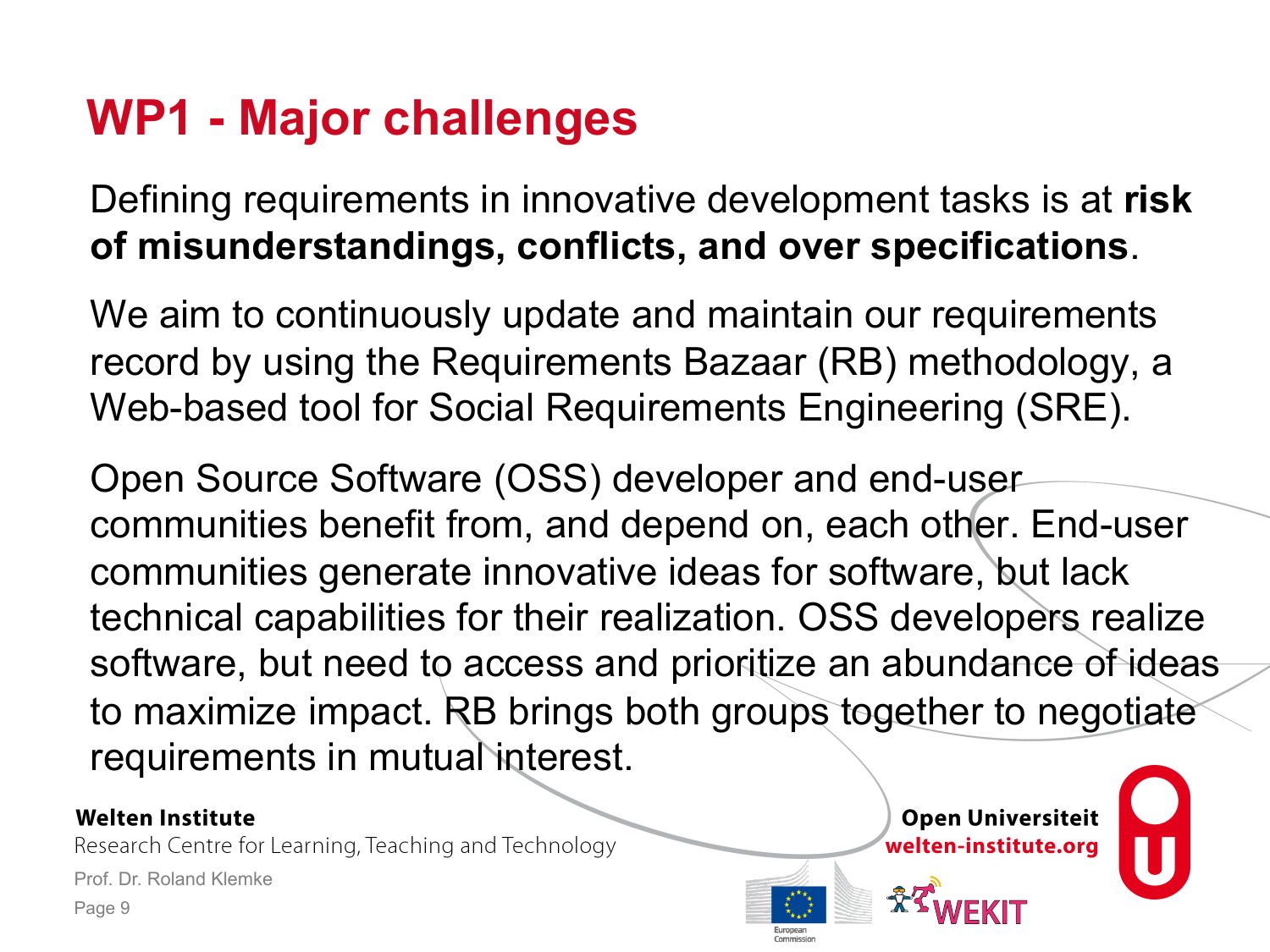# WP1 - Major challenges

Defining requirements in innovative development tasks is at **risk of misunderstandings, conflicts, and over specifications**.

We aim to continuously update and maintain our requirements record by using the Requirements Bazaar (RB) methodology, a Web-based tool for Social Requirements Engineering (SRE).

Open Source Software (OSS) developer and end-user communities benefit from, and depend on, each other. End-user communities generate innovative ideas for software, but lack technical capabilities for their realization. OSS developers realize software, but need to access and prioritize an abundance of ideas to maximize impact. RB brings both groups together to negotiate requirements in mutual interest.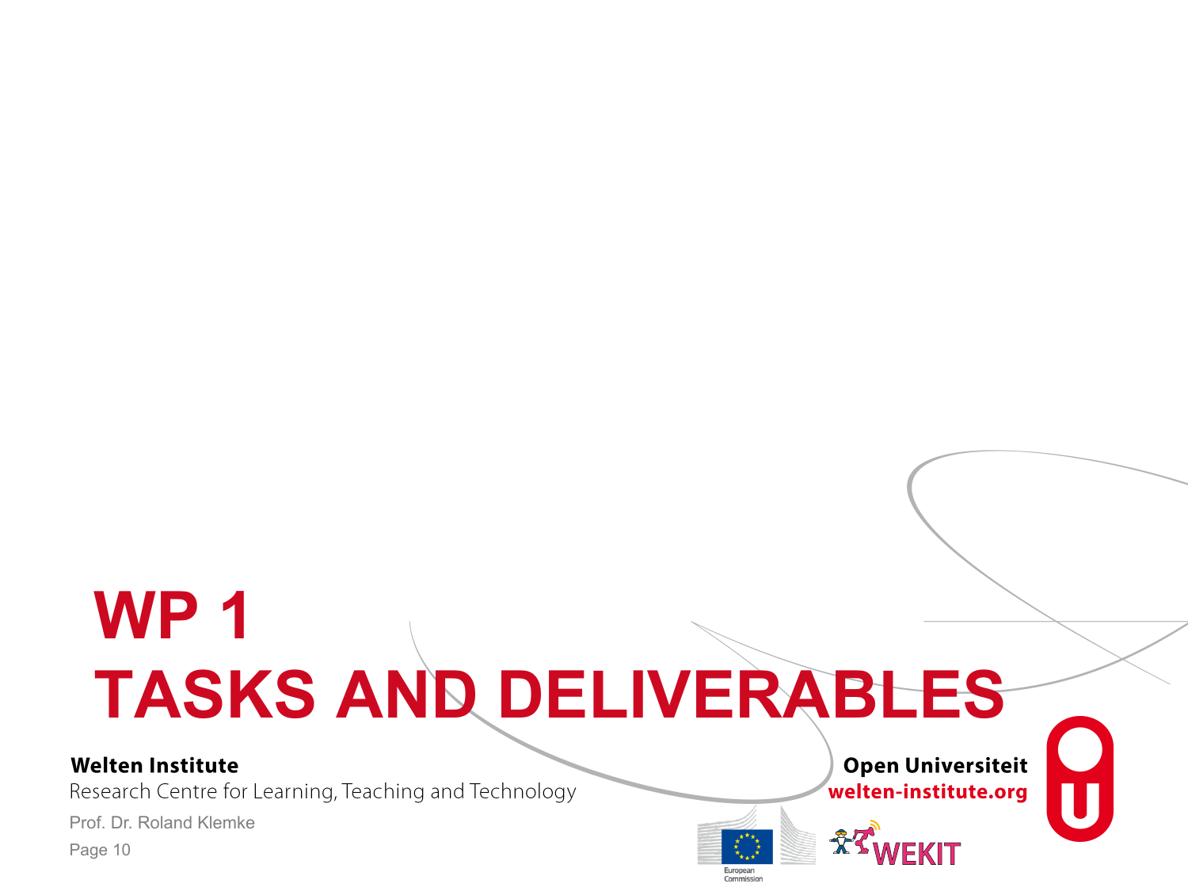# WP 1
# TASKS AND DELIVERABLES

**Welten Institute**
Research Centre for Learning, Teaching and Technology

Prof. Dr. Roland Klemke

**Open Universiteit**
**welten-institute.org**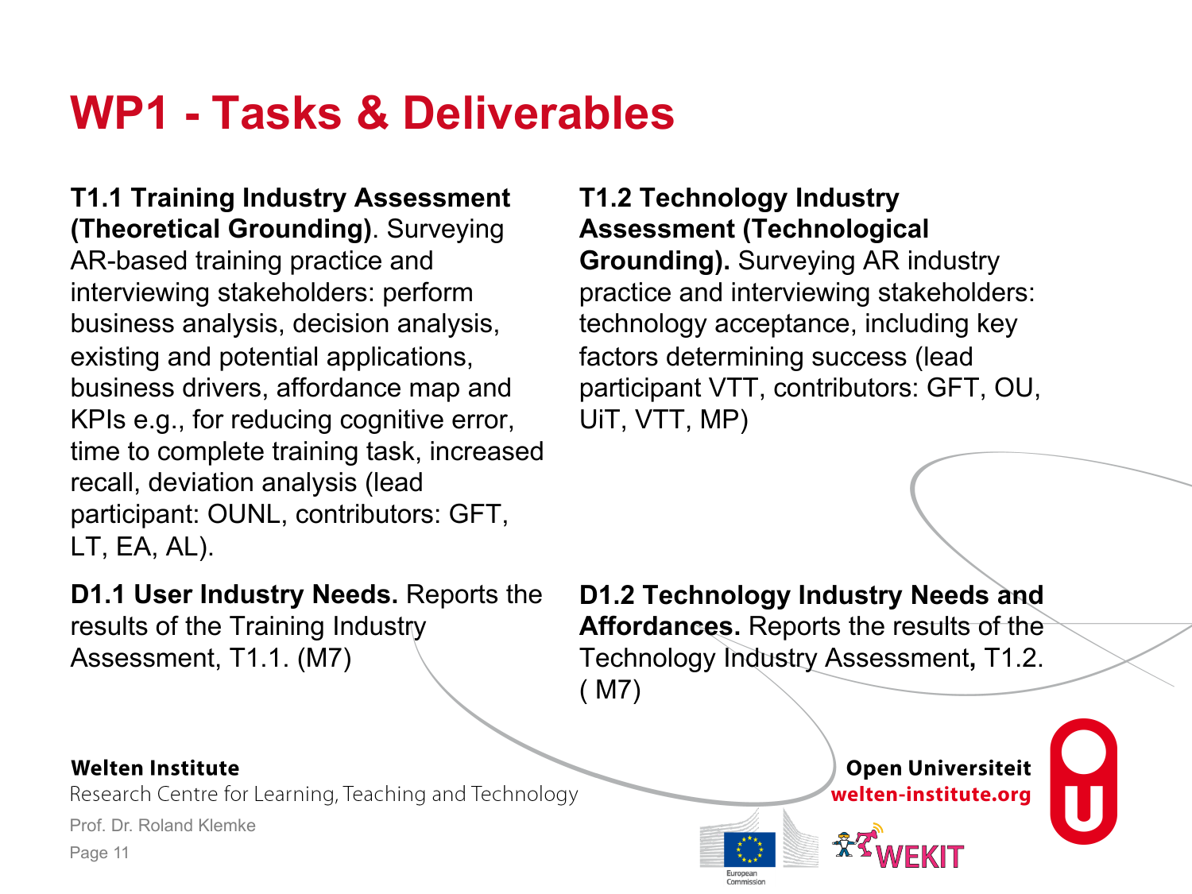# WP1 - Tasks & Deliverables

**T1.1 Training Industry Assessment (Theoretical Grounding)**. Surveying AR-based training practice and interviewing stakeholders: perform business analysis, decision analysis, existing and potential applications, business drivers, affordance map and KPIs e.g., for reducing cognitive error, time to complete training task, increased recall, deviation analysis (lead participant: OUNL, contributors: GFT, LT, EA, AL).

**T1.2 Technology Industry Assessment (Technological Grounding).** Surveying AR industry practice and interviewing stakeholders: technology acceptance, including key factors determining success (lead participant VTT, contributors: GFT, OU, UiT, VTT, MP)

**D1.1 User Industry Needs.** Reports the results of the Training Industry Assessment, T1.1. (M7)

**D1.2 Technology Industry Needs and Affordances.** Reports the results of the Technology Industry Assessment**,** T1.2. ( M7)

**Welten Institute**
Research Centre for Learning, Teaching and Technology
Prof. Dr. Roland Klemke

**Open Universiteit**
**welten-institute.org**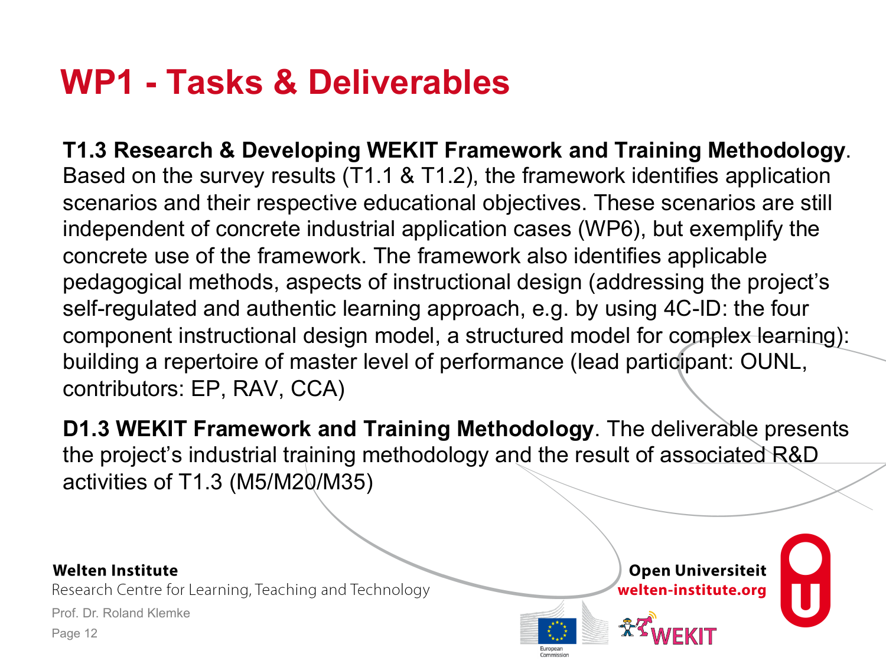# WP1 - Tasks & Deliverables

**T1.3 Research & Developing WEKIT Framework and Training Methodology**. Based on the survey results (T1.1 & T1.2), the framework identifies application scenarios and their respective educational objectives. These scenarios are still independent of concrete industrial application cases (WP6), but exemplify the concrete use of the framework. The framework also identifies applicable pedagogical methods, aspects of instructional design (addressing the project's self-regulated and authentic learning approach, e.g. by using 4C-ID: the four component instructional design model, a structured model for complex learning): building a repertoire of master level of performance (lead participant: OUNL, contributors: EP, RAV, CCA)

**D1.3 WEKIT Framework and Training Methodology**. The deliverable presents the project's industrial training methodology and the result of associated R&D activities of T1.3 (M5/M20/M35)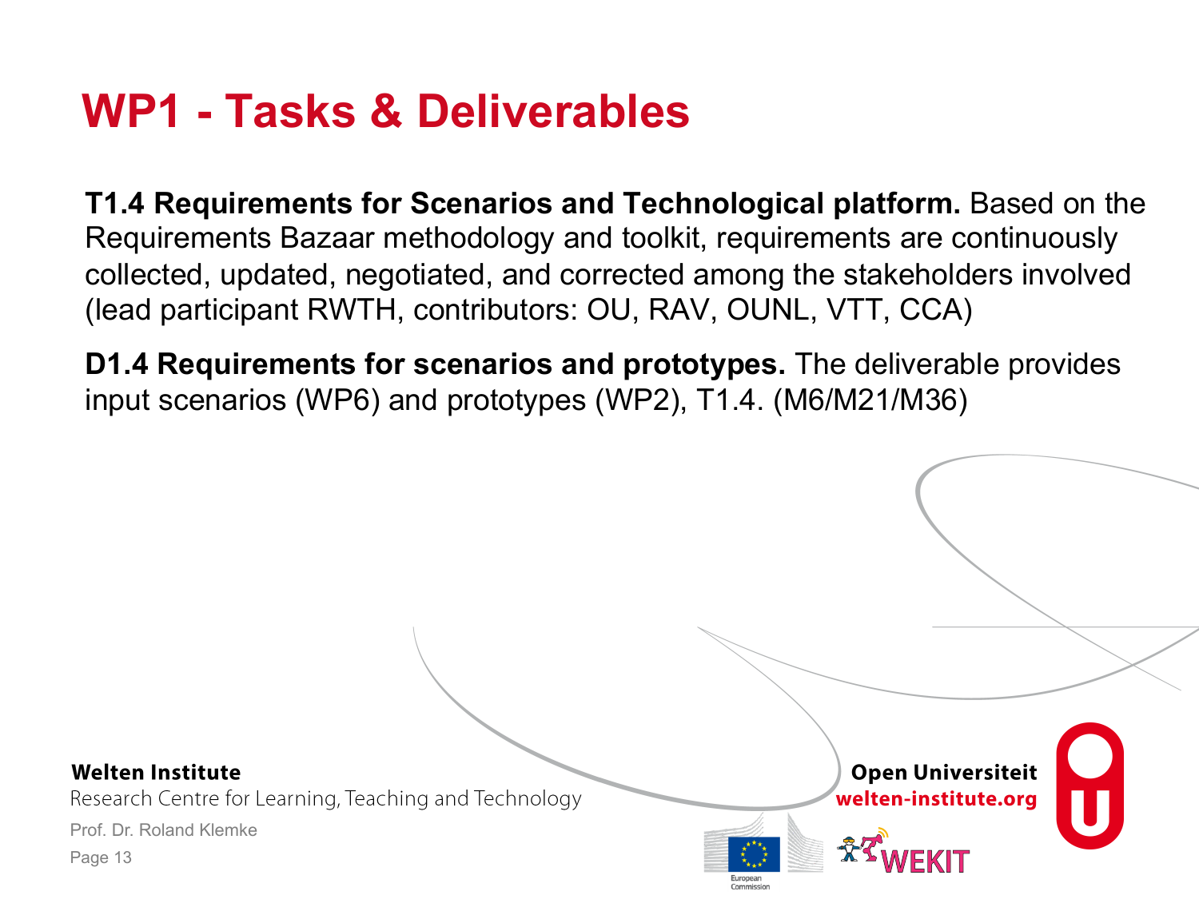# WP1 - Tasks & Deliverables

**T1.4 Requirements for Scenarios and Technological platform.** Based on the Requirements Bazaar methodology and toolkit, requirements are continuously collected, updated, negotiated, and corrected among the stakeholders involved (lead participant RWTH, contributors: OU, RAV, OUNL, VTT, CCA)

**D1.4 Requirements for scenarios and prototypes.** The deliverable provides input scenarios (WP6) and prototypes (WP2), T1.4. (M6/M21/M36)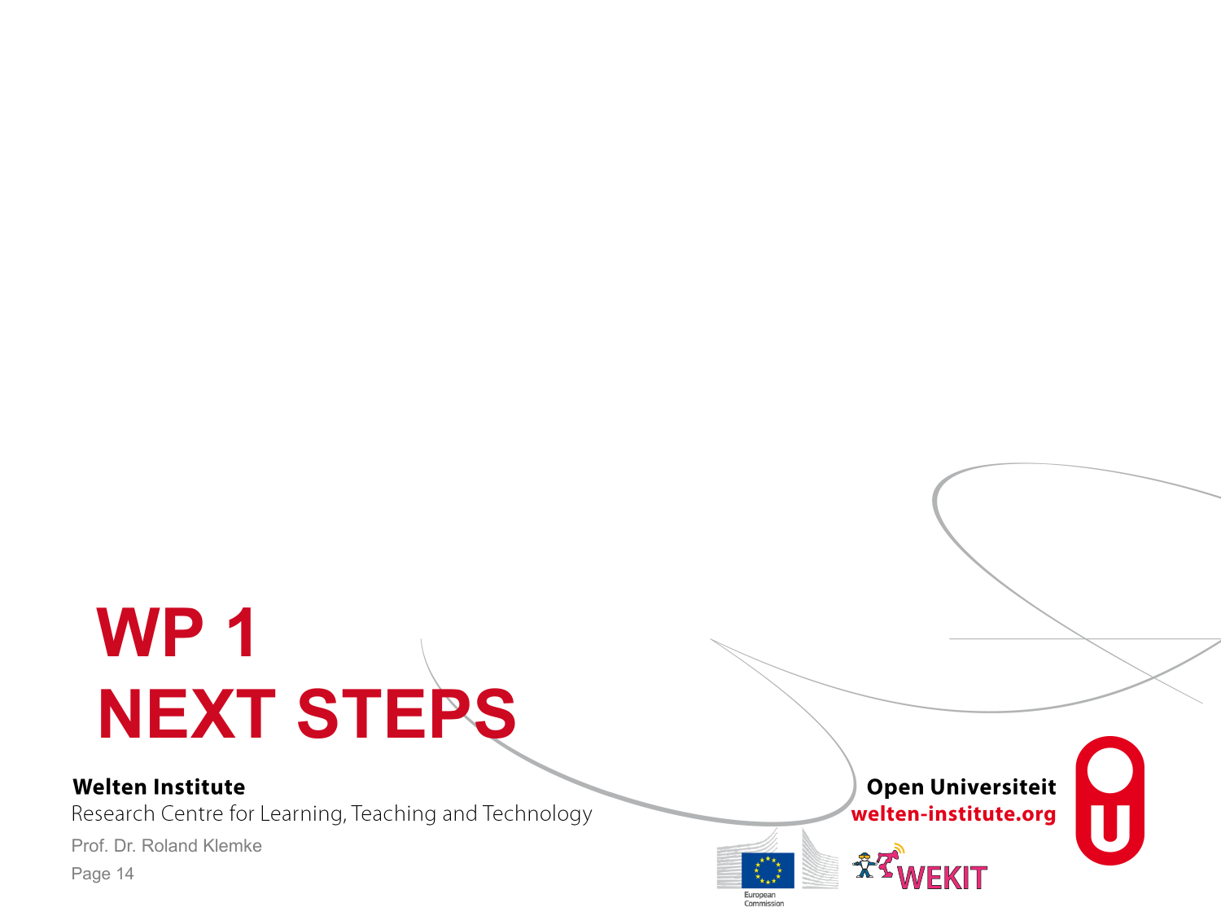# WP 1
# NEXT STEPS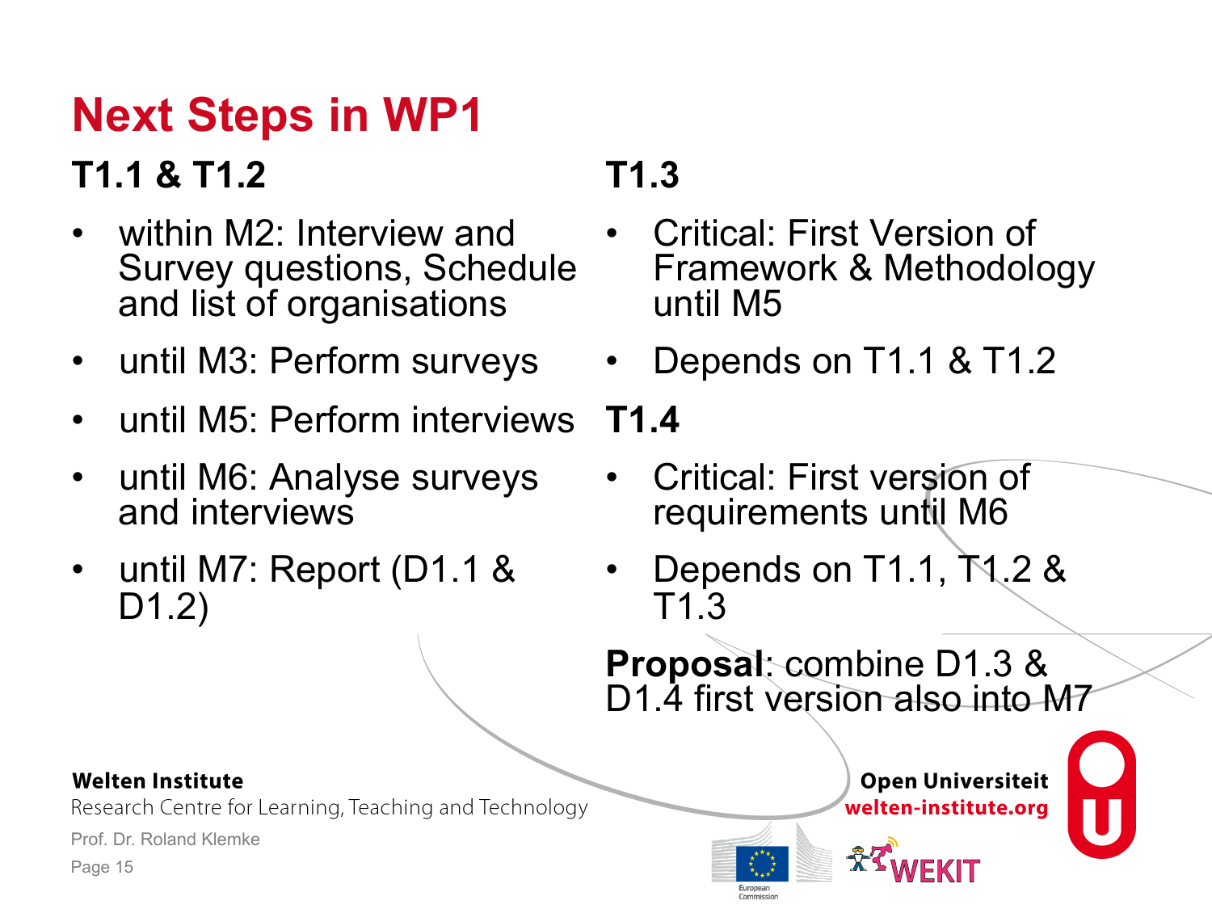# Next Steps in WP1

**T1.1 & T1.2**

- within M2: Interview and Survey questions, Schedule and list of organisations
- until M3: Perform surveys
- until M5: Perform interviews
- until M6: Analyse surveys and interviews
- until M7: Report (D1.1 & D1.2)

**T1.3**

- Critical: First Version of Framework & Methodology until M5
- Depends on T1.1 & T1.2

**T1.4**

- Critical: First version of requirements until M6
- Depends on T1.1, T1.2 & T1.3

**Proposal**: combine D1.3 & D1.4 first version also into M7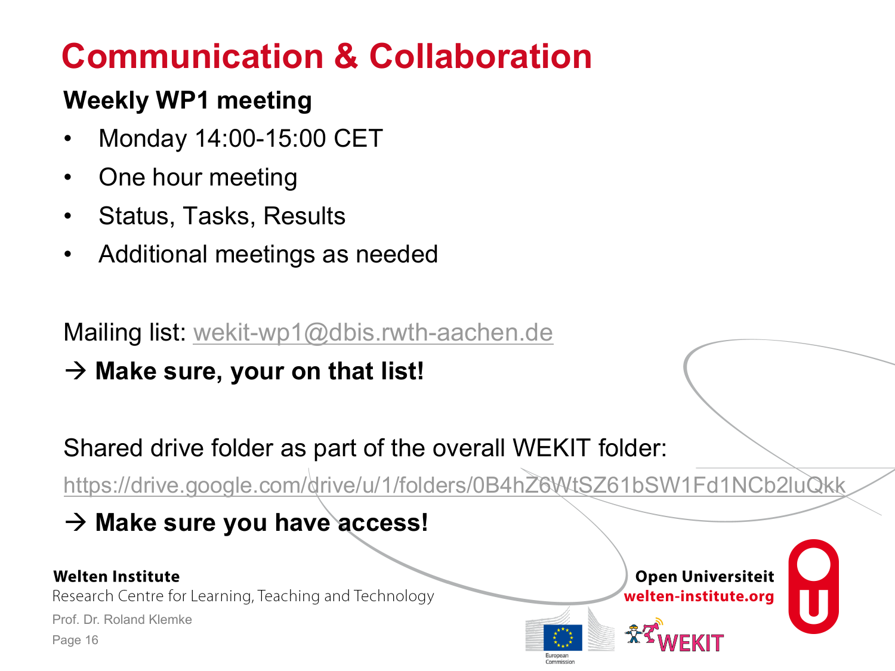# Communication & Collaboration

**Weekly WP1 meeting**

- Monday 14:00-15:00 CET
- One hour meeting
- Status, Tasks, Results
- Additional meetings as needed

Mailing list: wekit-wp1@dbis.rwth-aachen.de

→ **Make sure, your on that list!**

Shared drive folder as part of the overall WEKIT folder:

https://drive.google.com/drive/u/1/folders/0B4hZ6WtSZ61bSW1Fd1NCb2luQkk

→ **Make sure you have access!**

**Welten Institute**
Research Centre for Learning, Teaching and Technology
Prof. Dr. Roland Klemke

**Open Universiteit**
**welten-institute.org**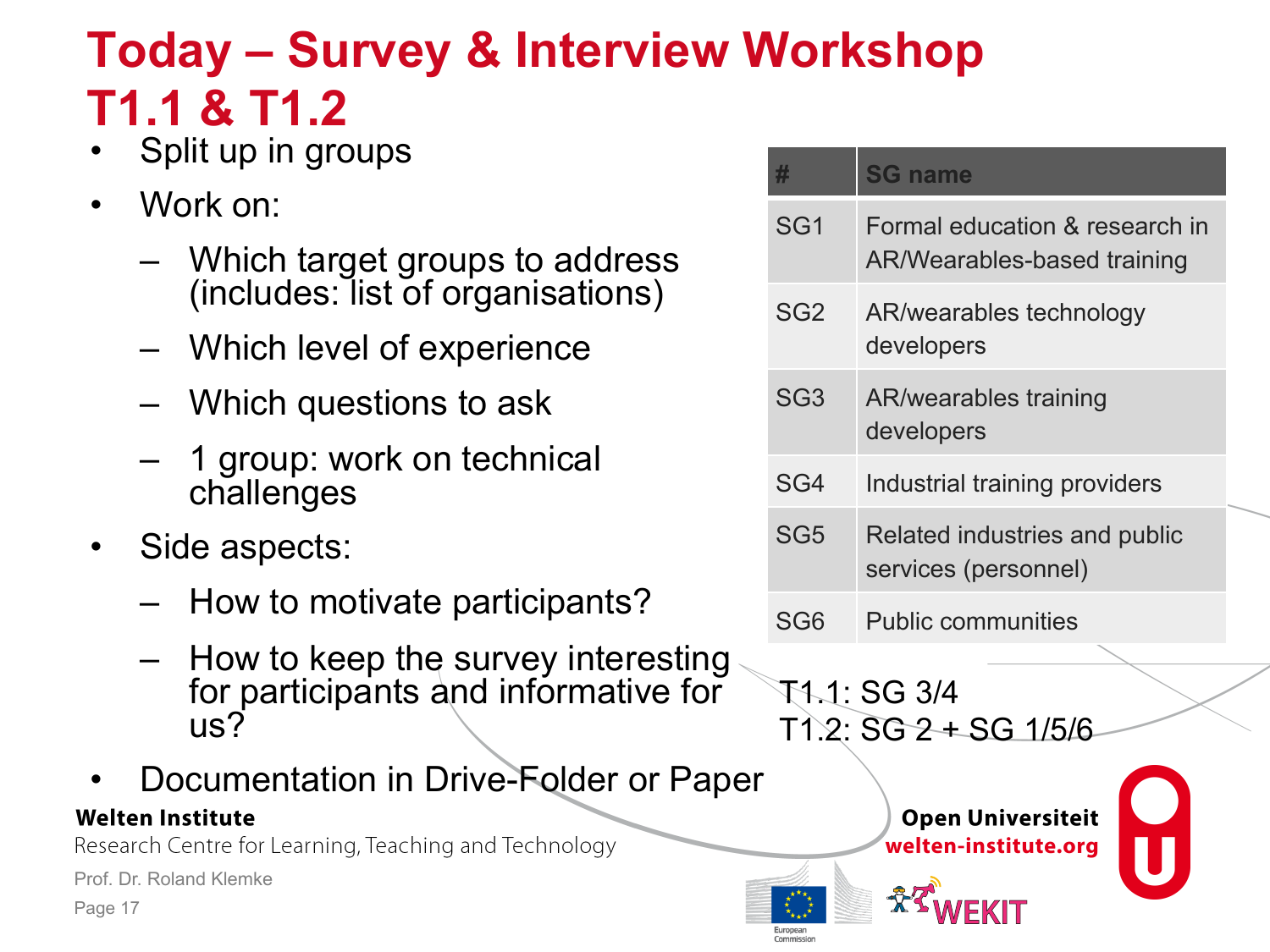# Today – Survey & Interview Workshop T1.1 & T1.2

- Split up in groups
- Work on:
  - Which target groups to address (includes: list of organisations)
  - Which level of experience
  - Which questions to ask
  - 1 group: work on technical challenges
- Side aspects:
  - How to motivate participants?
  - How to keep the survey interesting for participants and informative for us?
- Documentation in Drive-Folder or Paper

| # | SG name |
|---|---|
| SG1 | Formal education & research in AR/Wearables-based training |
| SG2 | AR/wearables technology developers |
| SG3 | AR/wearables training developers |
| SG4 | Industrial training providers |
| SG5 | Related industries and public services (personnel) |
| SG6 | Public communities |

T1.1: SG 3/4
T1.2: SG 2 + SG 1/5/6

**Welten Institute**
Research Centre for Learning, Teaching and Technology

Prof. Dr. Roland Klemke

**Open Universiteit**
welten-institute.org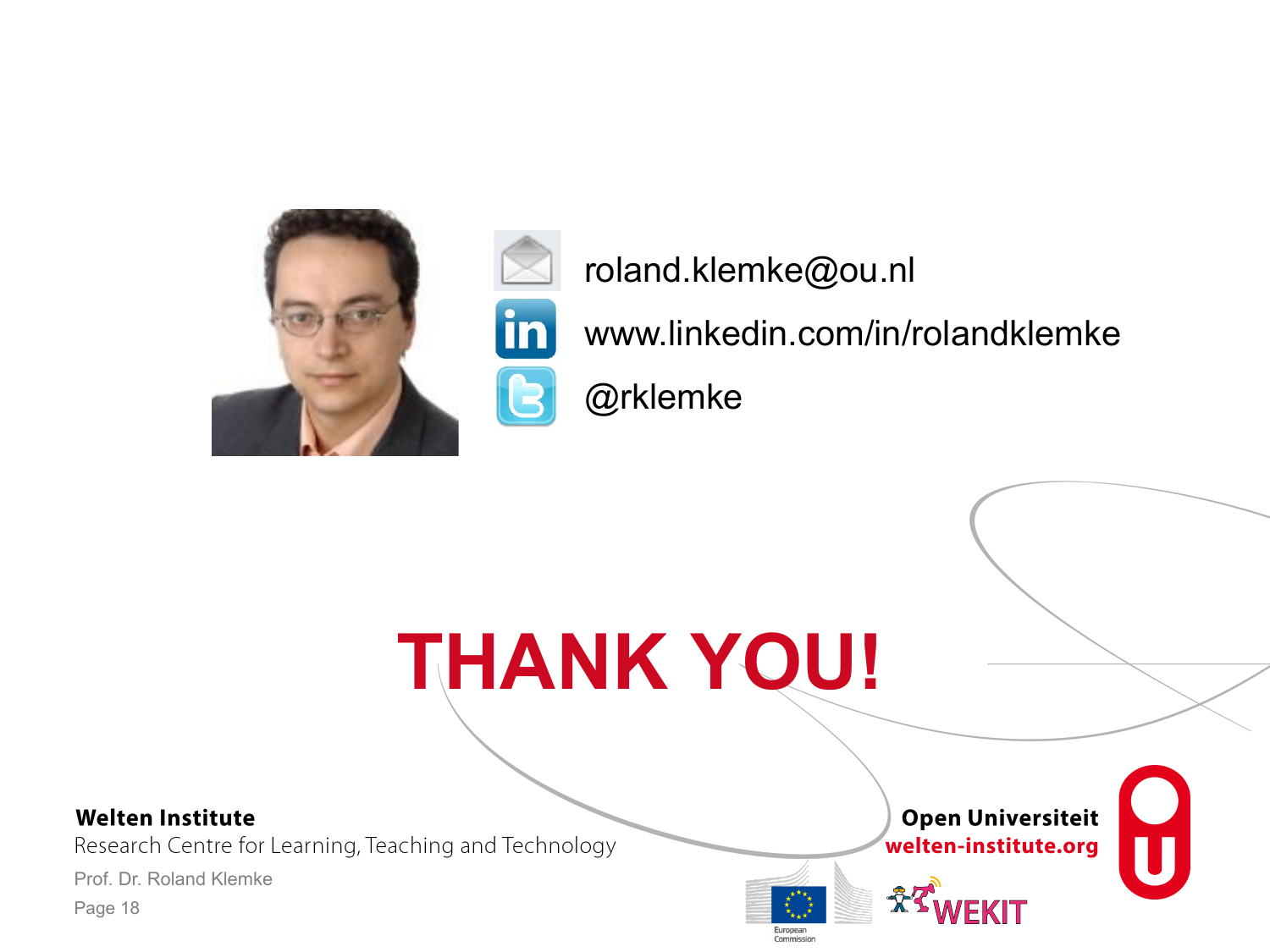roland.klemke@ou.nl

www.linkedin.com/in/rolandklemke

@rklemke

# THANK YOU!

**Welten Institute**

Research Centre for Learning, Teaching and Technology

Prof. Dr. Roland Klemke

**Open Universiteit**

**welten-institute.org**

European Commission

WEKIT